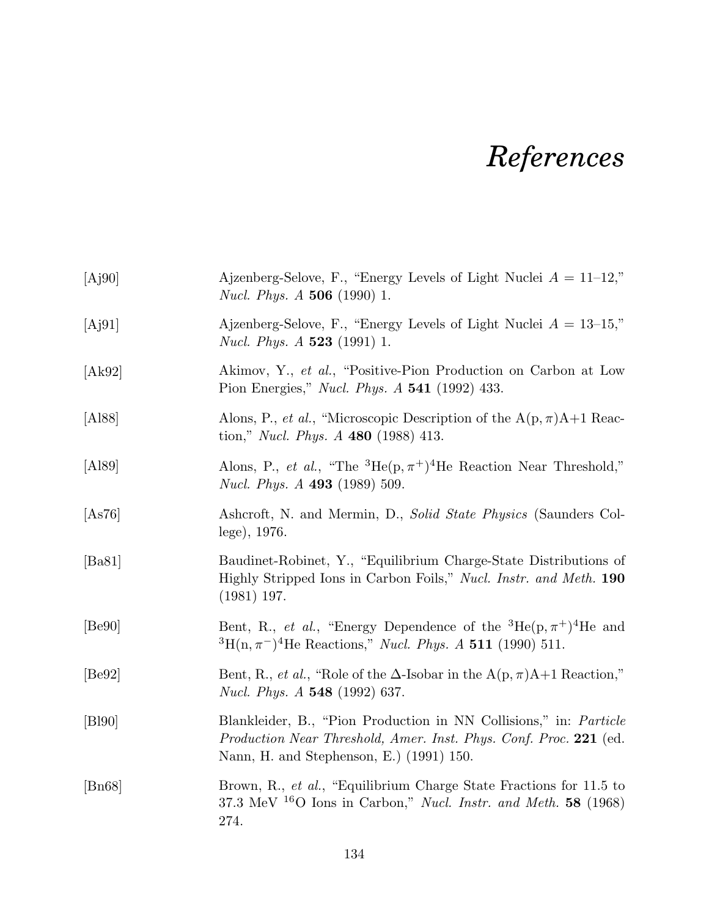# *References*

[Aj90] Ajzenberg-Selove, F., "Energy Levels of Light Nuclei $A = 11$–$12$," *Nucl. Phys. A* **506** (1990) 1.

[Aj91] Ajzenberg-Selove, F., "Energy Levels of Light Nuclei $A = 13$–$15$," *Nucl. Phys. A* **523** (1991) 1.

[Ak92] Akimov, Y., *et al.*, "Positive-Pion Production on Carbon at Low Pion Energies," *Nucl. Phys. A* **541** (1992) 433.

[Al88] Alons, P., *et al.*, "Microscopic Description of the $\mathrm{A(p,\pi)A{+}1}$ Reaction," *Nucl. Phys. A* **480** (1988) 413.

[Al89] Alons, P., *et al.*, "The $^{3}\mathrm{He}(\mathrm{p},\pi^{+})^{4}\mathrm{He}$ Reaction Near Threshold," *Nucl. Phys. A* **493** (1989) 509.

[As76] Ashcroft, N. and Mermin, D., *Solid State Physics* (Saunders College), 1976.

[Ba81] Baudinet-Robinet, Y., "Equilibrium Charge-State Distributions of Highly Stripped Ions in Carbon Foils," *Nucl. Instr. and Meth.* **190** (1981) 197.

[Be90] Bent, R., *et al.*, "Energy Dependence of the $^{3}\mathrm{He}(\mathrm{p},\pi^{+})^{4}\mathrm{He}$ and $^{3}\mathrm{H}(\mathrm{n},\pi^{-})^{4}\mathrm{He}$ Reactions," *Nucl. Phys. A* **511** (1990) 511.

[Be92] Bent, R., *et al.*, "Role of the $\Delta$-Isobar in the $\mathrm{A(p,\pi)A{+}1}$ Reaction," *Nucl. Phys. A* **548** (1992) 637.

[Bl90] Blankleider, B., "Pion Production in NN Collisions," in: *Particle Production Near Threshold, Amer. Inst. Phys. Conf. Proc.* **221** (ed. Nann, H. and Stephenson, E.) (1991) 150.

[Bn68] Brown, R., *et al.*, "Equilibrium Charge State Fractions for 11.5 to 37.3 MeV $^{16}\mathrm{O}$ Ions in Carbon," *Nucl. Instr. and Meth.* **58** (1968) 274.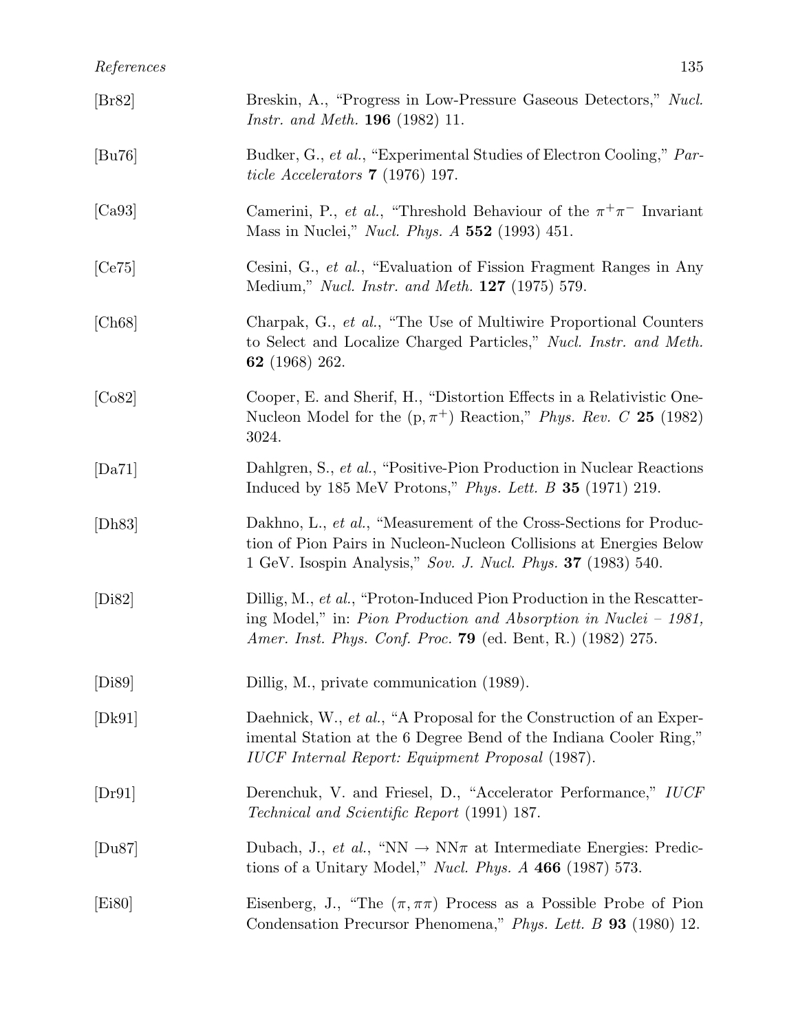[Br82] Breskin, A., "Progress in Low-Pressure Gaseous Detectors," *Nucl. Instr. and Meth.* **196** (1982) 11.

[Bu76] Budker, G., *et al.*, "Experimental Studies of Electron Cooling," *Particle Accelerators* **7** (1976) 197.

[Ca93] Camerini, P., *et al.*, "Threshold Behaviour of the $\pi^+\pi^-$ Invariant Mass in Nuclei," *Nucl. Phys. A* **552** (1993) 451.

[Ce75] Cesini, G., *et al.*, "Evaluation of Fission Fragment Ranges in Any Medium," *Nucl. Instr. and Meth.* **127** (1975) 579.

[Ch68] Charpak, G., *et al.*, "The Use of Multiwire Proportional Counters to Select and Localize Charged Particles," *Nucl. Instr. and Meth.* **62** (1968) 262.

[Co82] Cooper, E. and Sherif, H., "Distortion Effects in a Relativistic One-Nucleon Model for the $(\mathrm{p}, \pi^+)$ Reaction," *Phys. Rev. C* **25** (1982) 3024.

[Da71] Dahlgren, S., *et al.*, "Positive-Pion Production in Nuclear Reactions Induced by 185 MeV Protons," *Phys. Lett. B* **35** (1971) 219.

[Dh83] Dakhno, L., *et al.*, "Measurement of the Cross-Sections for Production of Pion Pairs in Nucleon-Nucleon Collisions at Energies Below 1 GeV. Isospin Analysis," *Sov. J. Nucl. Phys.* **37** (1983) 540.

[Di82] Dillig, M., *et al.*, "Proton-Induced Pion Production in the Rescattering Model," in: *Pion Production and Absorption in Nuclei – 1981, Amer. Inst. Phys. Conf. Proc.* **79** (ed. Bent, R.) (1982) 275.

[Di89] Dillig, M., private communication (1989).

[Dk91] Daehnick, W., *et al.*, "A Proposal for the Construction of an Experimental Station at the 6 Degree Bend of the Indiana Cooler Ring," *IUCF Internal Report: Equipment Proposal* (1987).

[Dr91] Derenchuk, V. and Friesel, D., "Accelerator Performance," *IUCF Technical and Scientific Report* (1991) 187.

[Du87] Dubach, J., *et al.*, "$\mathrm{NN} \rightarrow \mathrm{NN}\pi$ at Intermediate Energies: Predictions of a Unitary Model," *Nucl. Phys. A* **466** (1987) 573.

[Ei80] Eisenberg, J., "The $(\pi, \pi\pi)$ Process as a Possible Probe of Pion Condensation Precursor Phenomena," *Phys. Lett. B* **93** (1980) 12.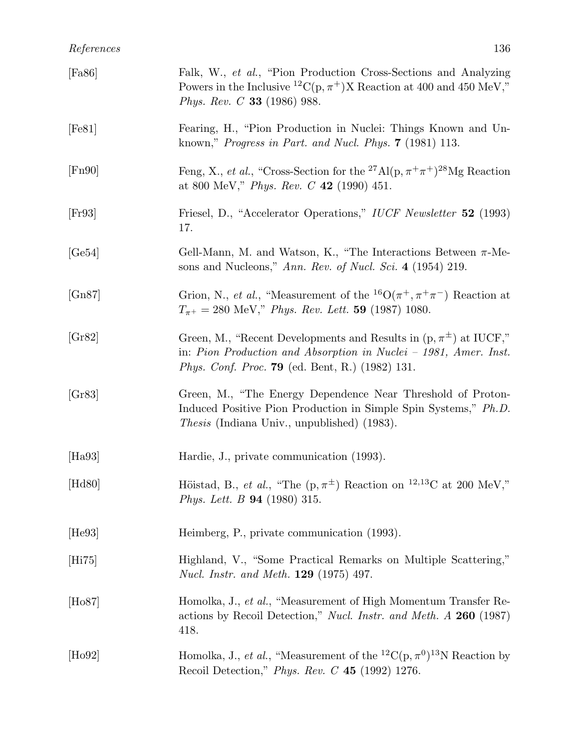[Fa86] Falk, W., *et al.*, "Pion Production Cross-Sections and Analyzing Powers in the Inclusive $^{12}C(p, \pi^+)X$ Reaction at 400 and 450 MeV," *Phys. Rev. C* **33** (1986) 988.

[Fe81] Fearing, H., "Pion Production in Nuclei: Things Known and Unknown," *Progress in Part. and Nucl. Phys.* **7** (1981) 113.

[Fn90] Feng, X., *et al.*, "Cross-Section for the $^{27}Al(p, \pi^+\pi^+)^{28}Mg$ Reaction at 800 MeV," *Phys. Rev. C* **42** (1990) 451.

[Fr93] Friesel, D., "Accelerator Operations," *IUCF Newsletter* **52** (1993) 17.

[Ge54] Gell-Mann, M. and Watson, K., "The Interactions Between $\pi$-Mesons and Nucleons," *Ann. Rev. of Nucl. Sci.* **4** (1954) 219.

[Gn87] Grion, N., *et al.*, "Measurement of the $^{16}O(\pi^+, \pi^+\pi^-)$ Reaction at $T_{\pi^+} = 280$ MeV," *Phys. Rev. Lett.* **59** (1987) 1080.

[Gr82] Green, M., "Recent Developments and Results in $(p, \pi^\pm)$ at IUCF," in: *Pion Production and Absorption in Nuclei – 1981, Amer. Inst. Phys. Conf. Proc.* **79** (ed. Bent, R.) (1982) 131.

[Gr83] Green, M., "The Energy Dependence Near Threshold of Proton-Induced Positive Pion Production in Simple Spin Systems," *Ph.D. Thesis* (Indiana Univ., unpublished) (1983).

[Ha93] Hardie, J., private communication (1993).

[Hd80] Höistad, B., *et al.*, "The $(p, \pi^\pm)$ Reaction on $^{12,13}C$ at 200 MeV," *Phys. Lett. B* **94** (1980) 315.

[He93] Heimberg, P., private communication (1993).

[Hi75] Highland, V., "Some Practical Remarks on Multiple Scattering," *Nucl. Instr. and Meth.* **129** (1975) 497.

[Ho87] Homolka, J., *et al.*, "Measurement of High Momentum Transfer Reactions by Recoil Detection," *Nucl. Instr. and Meth. A* **260** (1987) 418.

[Ho92] Homolka, J., *et al.*, "Measurement of the $^{12}C(p, \pi^0)^{13}N$ Reaction by Recoil Detection," *Phys. Rev. C* **45** (1992) 1276.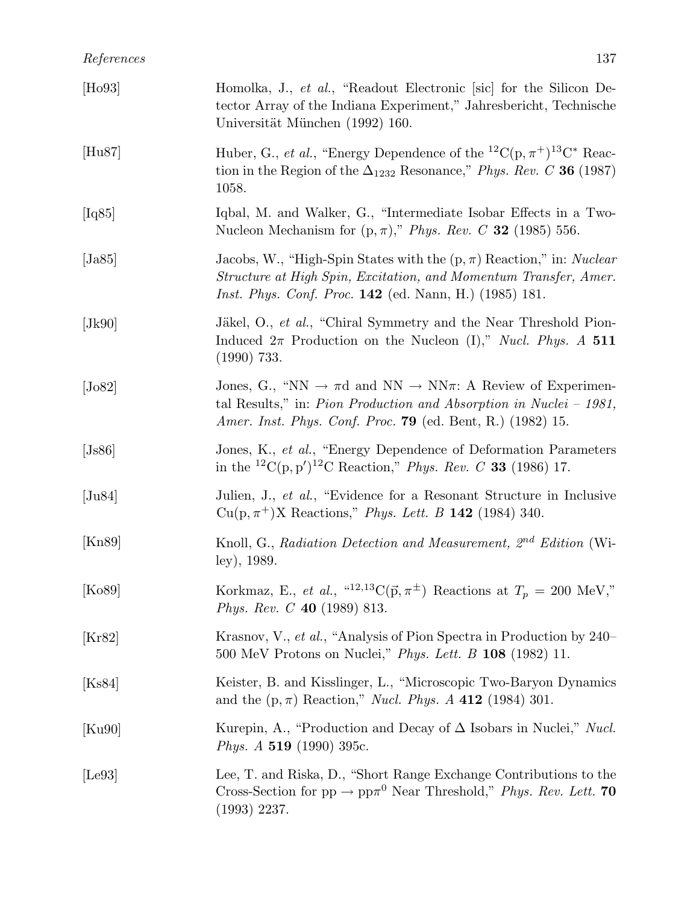[Ho93] Homolka, J., *et al.*, "Readout Electronic [sic] for the Silicon Detector Array of the Indiana Experiment," Jahresbericht, Technische Universität München (1992) 160.

[Hu87] Huber, G., *et al.*, "Energy Dependence of the $^{12}\mathrm{C}(\mathrm{p},\pi^+)^{13}\mathrm{C}^*$ Reaction in the Region of the $\Delta_{1232}$ Resonance," *Phys. Rev. C* **36** (1987) 1058.

[Iq85] Iqbal, M. and Walker, G., "Intermediate Isobar Effects in a Two-Nucleon Mechanism for $(\mathrm{p},\pi)$," *Phys. Rev. C* **32** (1985) 556.

[Ja85] Jacobs, W., "High-Spin States with the $(\mathrm{p},\pi)$ Reaction," in: *Nuclear Structure at High Spin, Excitation, and Momentum Transfer, Amer. Inst. Phys. Conf. Proc.* **142** (ed. Nann, H.) (1985) 181.

[Jk90] Jäkel, O., *et al.*, "Chiral Symmetry and the Near Threshold Pion-Induced $2\pi$ Production on the Nucleon (I)," *Nucl. Phys. A* **511** (1990) 733.

[Jo82] Jones, G., "$\mathrm{NN} \rightarrow \pi\mathrm{d}$ and $\mathrm{NN} \rightarrow \mathrm{NN}\pi$: A Review of Experimental Results," in: *Pion Production and Absorption in Nuclei – 1981, Amer. Inst. Phys. Conf. Proc.* **79** (ed. Bent, R.) (1982) 15.

[Js86] Jones, K., *et al.*, "Energy Dependence of Deformation Parameters in the $^{12}\mathrm{C}(\mathrm{p},\mathrm{p}')^{12}\mathrm{C}$ Reaction," *Phys. Rev. C* **33** (1986) 17.

[Ju84] Julien, J., *et al.*, "Evidence for a Resonant Structure in Inclusive $\mathrm{Cu}(\mathrm{p},\pi^+)\mathrm{X}$ Reactions," *Phys. Lett. B* **142** (1984) 340.

[Kn89] Knoll, G., *Radiation Detection and Measurement, 2$^{nd}$ Edition* (Wiley), 1989.

[Ko89] Korkmaz, E., *et al.*, "$^{12,13}\mathrm{C}(\vec{\mathrm{p}},\pi^{\pm})$ Reactions at $T_p = 200$ MeV," *Phys. Rev. C* **40** (1989) 813.

[Kr82] Krasnov, V., *et al.*, "Analysis of Pion Spectra in Production by 240–500 MeV Protons on Nuclei," *Phys. Lett. B* **108** (1982) 11.

[Ks84] Keister, B. and Kisslinger, L., "Microscopic Two-Baryon Dynamics and the $(\mathrm{p},\pi)$ Reaction," *Nucl. Phys. A* **412** (1984) 301.

[Ku90] Kurepin, A., "Production and Decay of $\Delta$ Isobars in Nuclei," *Nucl. Phys. A* **519** (1990) 395c.

[Le93] Lee, T. and Riska, D., "Short Range Exchange Contributions to the Cross-Section for $\mathrm{pp} \rightarrow \mathrm{pp}\pi^0$ Near Threshold," *Phys. Rev. Lett.* **70** (1993) 2237.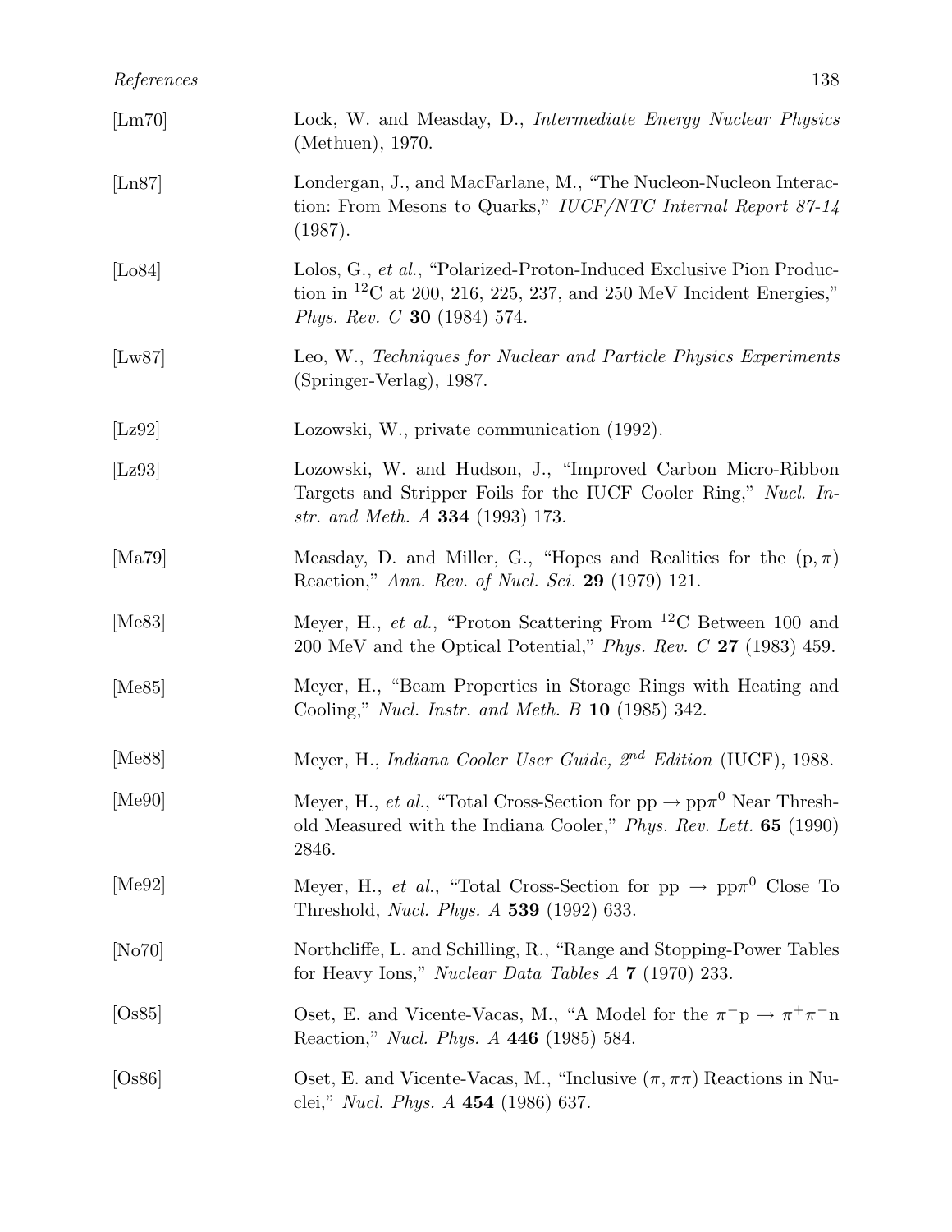[Lm70] Lock, W. and Measday, D., *Intermediate Energy Nuclear Physics* (Methuen), 1970.

[Ln87] Londergan, J., and MacFarlane, M., "The Nucleon-Nucleon Interaction: From Mesons to Quarks," *IUCF/NTC Internal Report 87-14* (1987).

[Lo84] Lolos, G., *et al.*, "Polarized-Proton-Induced Exclusive Pion Production in $^{12}$C at 200, 216, 225, 237, and 250 MeV Incident Energies," *Phys. Rev. C* **30** (1984) 574.

[Lw87] Leo, W., *Techniques for Nuclear and Particle Physics Experiments* (Springer-Verlag), 1987.

[Lz92] Lozowski, W., private communication (1992).

[Lz93] Lozowski, W. and Hudson, J., "Improved Carbon Micro-Ribbon Targets and Stripper Foils for the IUCF Cooler Ring," *Nucl. Instr. and Meth. A* **334** (1993) 173.

[Ma79] Measday, D. and Miller, G., "Hopes and Realities for the $(\mathrm{p}, \pi)$ Reaction," *Ann. Rev. of Nucl. Sci.* **29** (1979) 121.

[Me83] Meyer, H., *et al.*, "Proton Scattering From $^{12}$C Between 100 and 200 MeV and the Optical Potential," *Phys. Rev. C* **27** (1983) 459.

[Me85] Meyer, H., "Beam Properties in Storage Rings with Heating and Cooling," *Nucl. Instr. and Meth. B* **10** (1985) 342.

[Me88] Meyer, H., *Indiana Cooler User Guide, $2^{nd}$ Edition* (IUCF), 1988.

[Me90] Meyer, H., *et al.*, "Total Cross-Section for $\mathrm{pp} \rightarrow \mathrm{pp}\pi^0$ Near Threshold Measured with the Indiana Cooler," *Phys. Rev. Lett.* **65** (1990) 2846.

[Me92] Meyer, H., *et al.*, "Total Cross-Section for $\mathrm{pp} \rightarrow \mathrm{pp}\pi^0$ Close To Threshold, *Nucl. Phys. A* **539** (1992) 633.

[No70] Northcliffe, L. and Schilling, R., "Range and Stopping-Power Tables for Heavy Ions," *Nuclear Data Tables A* **7** (1970) 233.

[Os85] Oset, E. and Vicente-Vacas, M., "A Model for the $\pi^-\mathrm{p} \rightarrow \pi^+\pi^-\mathrm{n}$ Reaction," *Nucl. Phys. A* **446** (1985) 584.

[Os86] Oset, E. and Vicente-Vacas, M., "Inclusive $(\pi, \pi\pi)$ Reactions in Nuclei," *Nucl. Phys. A* **454** (1986) 637.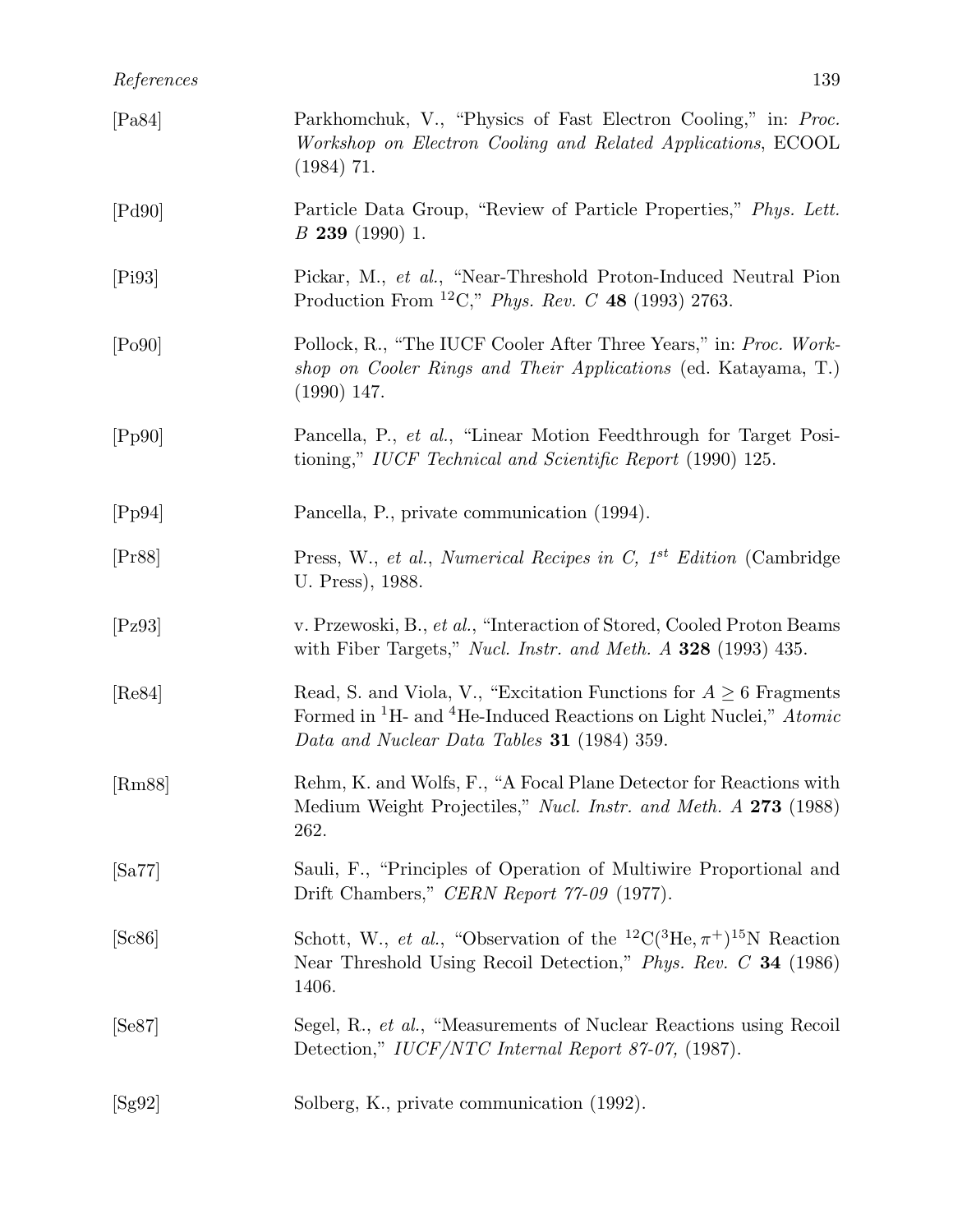[Pa84] Parkhomchuk, V., "Physics of Fast Electron Cooling," in: *Proc. Workshop on Electron Cooling and Related Applications*, ECOOL (1984) 71.

[Pd90] Particle Data Group, "Review of Particle Properties," *Phys. Lett. B* **239** (1990) 1.

[Pi93] Pickar, M., *et al.*, "Near-Threshold Proton-Induced Neutral Pion Production From $^{12}$C," *Phys. Rev. C* **48** (1993) 2763.

[Po90] Pollock, R., "The IUCF Cooler After Three Years," in: *Proc. Workshop on Cooler Rings and Their Applications* (ed. Katayama, T.) (1990) 147.

[Pp90] Pancella, P., *et al.*, "Linear Motion Feedthrough for Target Positioning," *IUCF Technical and Scientific Report* (1990) 125.

[Pp94] Pancella, P., private communication (1994).

[Pr88] Press, W., *et al.*, *Numerical Recipes in C, 1$^{st}$ Edition* (Cambridge U. Press), 1988.

[Pz93] v. Przewoski, B., *et al.*, "Interaction of Stored, Cooled Proton Beams with Fiber Targets," *Nucl. Instr. and Meth. A* **328** (1993) 435.

[Re84] Read, S. and Viola, V., "Excitation Functions for $A \geq 6$ Fragments Formed in $^1$H- and $^4$He-Induced Reactions on Light Nuclei," *Atomic Data and Nuclear Data Tables* **31** (1984) 359.

[Rm88] Rehm, K. and Wolfs, F., "A Focal Plane Detector for Reactions with Medium Weight Projectiles," *Nucl. Instr. and Meth. A* **273** (1988) 262.

[Sa77] Sauli, F., "Principles of Operation of Multiwire Proportional and Drift Chambers," *CERN Report 77-09* (1977).

[Sc86] Schott, W., *et al.*, "Observation of the $^{12}$C($^3$He, $\pi^+$)$^{15}$N Reaction Near Threshold Using Recoil Detection," *Phys. Rev. C* **34** (1986) 1406.

[Se87] Segel, R., *et al.*, "Measurements of Nuclear Reactions using Recoil Detection," *IUCF/NTC Internal Report 87-07,* (1987).

[Sg92] Solberg, K., private communication (1992).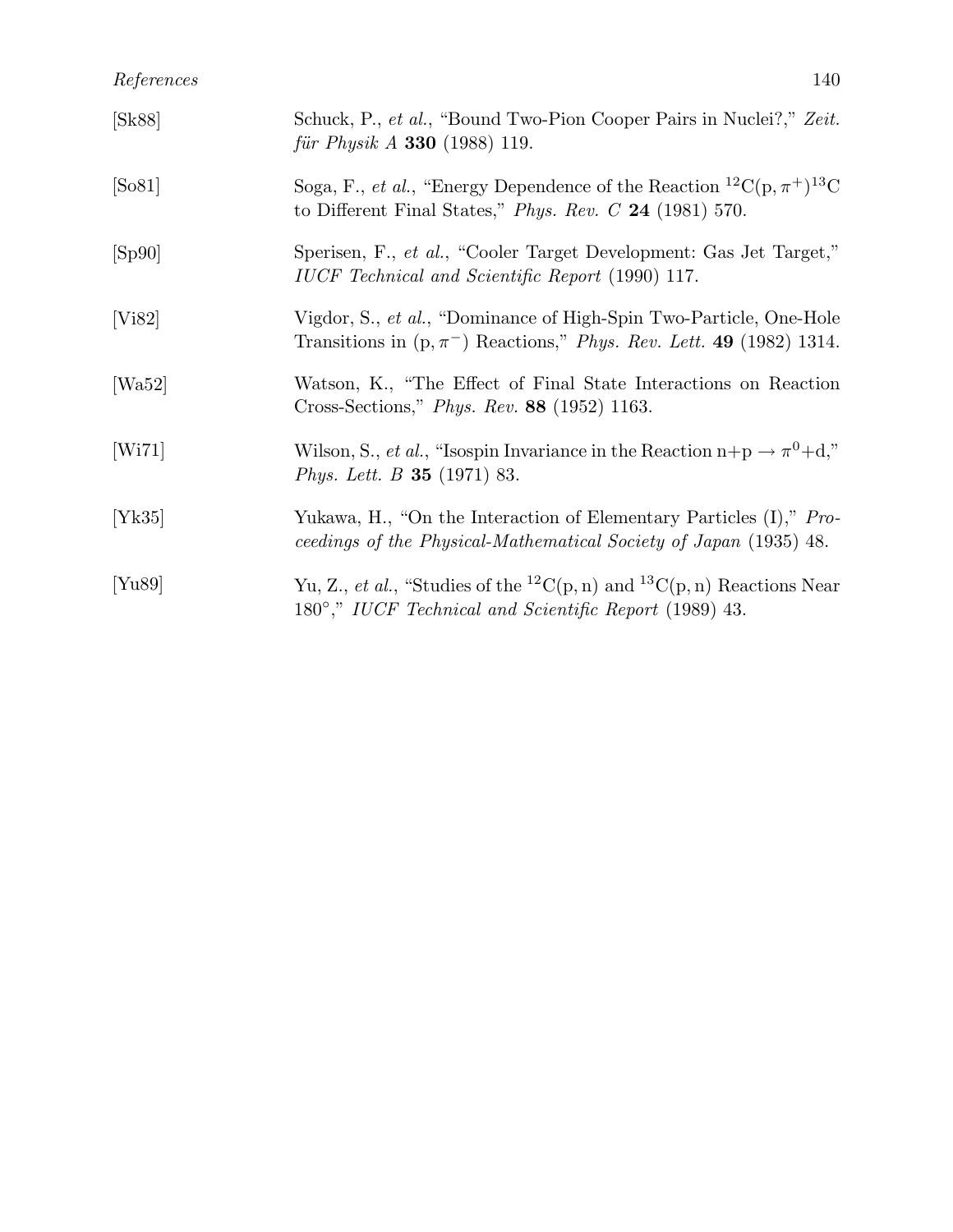[Sk88] Schuck, P., *et al.*, "Bound Two-Pion Cooper Pairs in Nuclei?," *Zeit. für Physik A* **330** (1988) 119.

[So81] Soga, F., *et al.*, "Energy Dependence of the Reaction $^{12}\mathrm{C}(\mathrm{p},\pi^+)^{13}\mathrm{C}$ to Different Final States," *Phys. Rev. C* **24** (1981) 570.

[Sp90] Sperisen, F., *et al.*, "Cooler Target Development: Gas Jet Target," *IUCF Technical and Scientific Report* (1990) 117.

[Vi82] Vigdor, S., *et al.*, "Dominance of High-Spin Two-Particle, One-Hole Transitions in $(\mathrm{p},\pi^-)$ Reactions," *Phys. Rev. Lett.* **49** (1982) 1314.

[Wa52] Watson, K., "The Effect of Final State Interactions on Reaction Cross-Sections," *Phys. Rev.* **88** (1952) 1163.

[Wi71] Wilson, S., *et al.*, "Isospin Invariance in the Reaction $\mathrm{n}+\mathrm{p} \rightarrow \pi^0+\mathrm{d}$," *Phys. Lett. B* **35** (1971) 83.

[Yk35] Yukawa, H., "On the Interaction of Elementary Particles (I)," *Proceedings of the Physical-Mathematical Society of Japan* (1935) 48.

[Yu89] Yu, Z., *et al.*, "Studies of the $^{12}\mathrm{C}(\mathrm{p},\mathrm{n})$ and $^{13}\mathrm{C}(\mathrm{p},\mathrm{n})$ Reactions Near $180^\circ$," *IUCF Technical and Scientific Report* (1989) 43.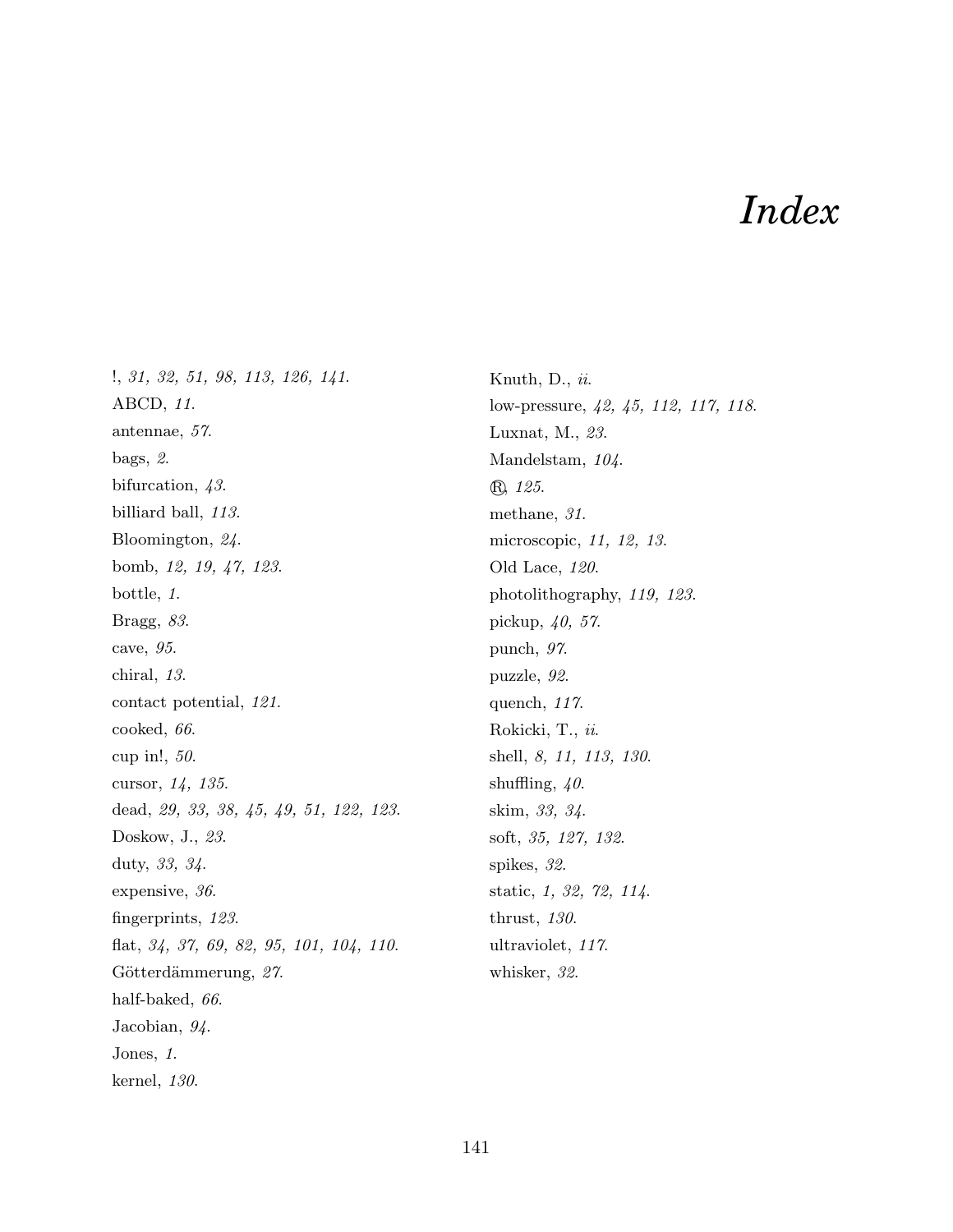# *Index*

!, *31, 32, 51, 98, 113, 126, 141.*

ABCD, *11.*

antennae, *57.*

bags, *2.*

bifurcation, *43.*

billiard ball, *113.*

Bloomington, *24.*

bomb, *12, 19, 47, 123.*

bottle, *1.*

Bragg, *83.*

cave, *95.*

chiral, *13.*

contact potential, *121.*

cooked, *66.*

cup in!, *50.*

cursor, *14, 135.*

dead, *29, 33, 38, 45, 49, 51, 122, 123.*

Doskow, J., *23.*

duty, *33, 34.*

expensive, *36.*

fingerprints, *123.*

flat, *34, 37, 69, 82, 95, 101, 104, 110.*

Götterdämmerung, *27.*

half-baked, *66.*

Jacobian, *94.*

Jones, *1.*

kernel, *130.*

Knuth, D., *ii.*

low-pressure, *42, 45, 112, 117, 118.*

Luxnat, M., *23.*

Mandelstam, *104.*

®, *125.*

methane, *31.*

microscopic, *11, 12, 13.*

Old Lace, *120.*

photolithography, *119, 123.*

pickup, *40, 57.*

punch, *97.*

puzzle, *92.*

quench, *117.*

Rokicki, T., *ii.*

shell, *8, 11, 113, 130.*

shuffling, *40.*

skim, *33, 34.*

soft, *35, 127, 132.*

spikes, *32.*

static, *1, 32, 72, 114.*

thrust, *130.*

ultraviolet, *117.*

whisker, *32.*